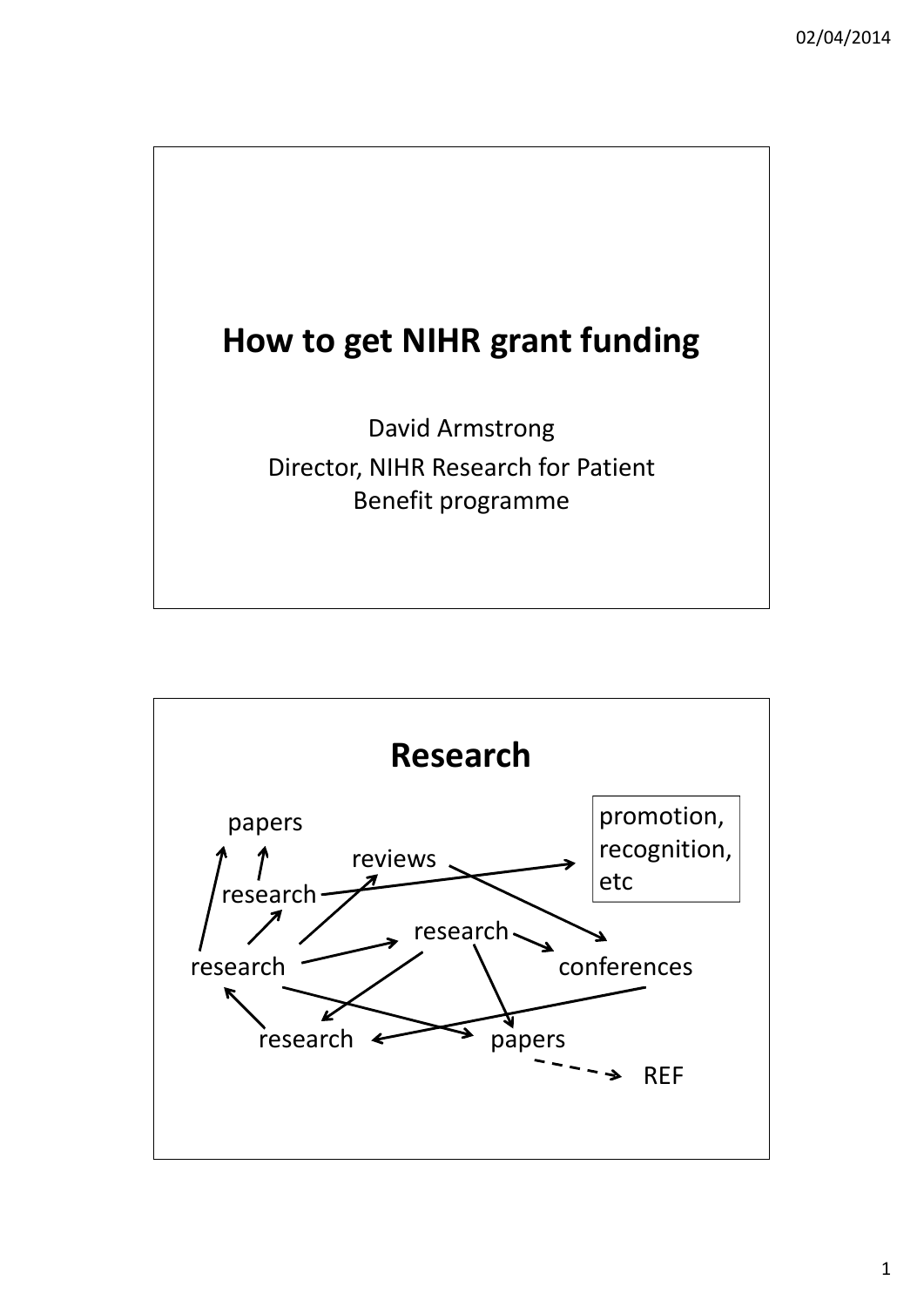# How to get NIHR grant funding

David Armstrong

Director, NIHR Research for Patient Benefit programme

## Research

papers

reviews

promotion, recognition, etc

research

research

research

conferences

research

papers

REF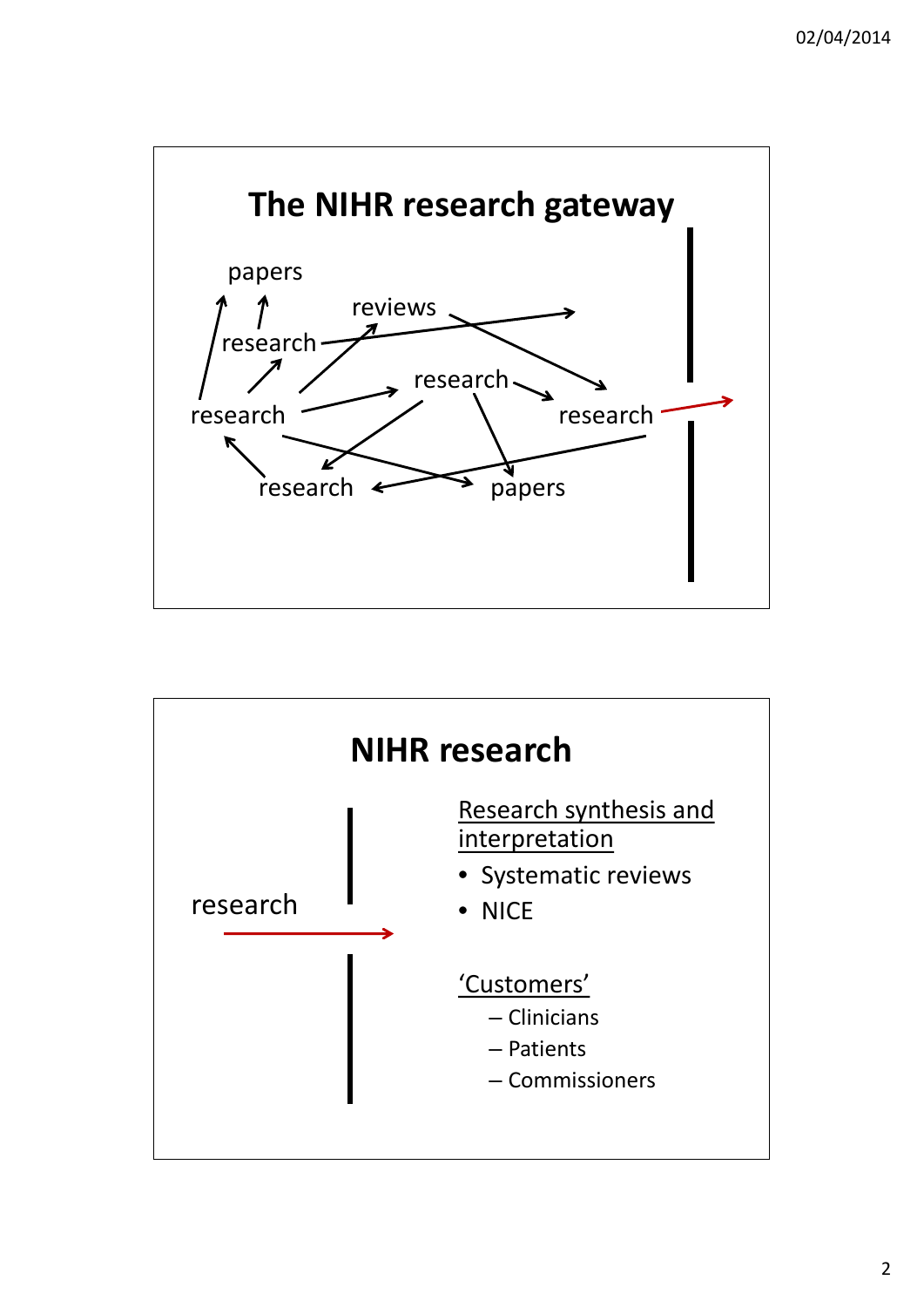## The NIHR research gateway

papers
reviews
research
research
research
research
research
papers

## NIHR research

research

Research synthesis and interpretation

- Systematic reviews
- NICE

'Customers'

- Clinicians
- Patients
- Commissioners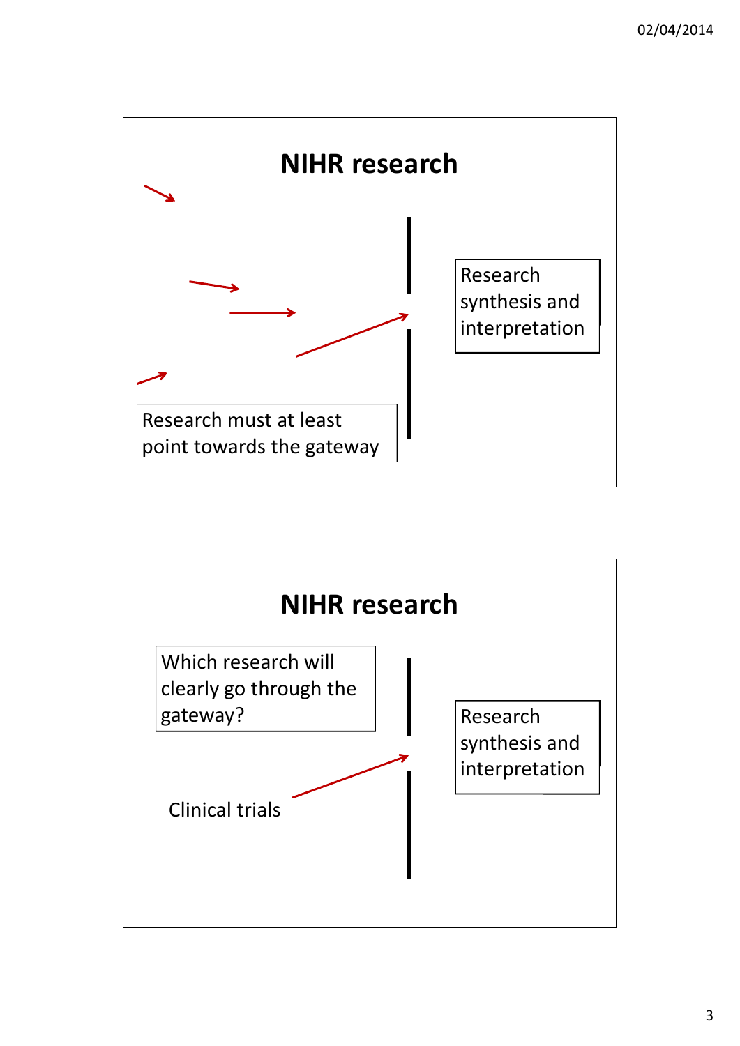# NIHR research

Research synthesis and interpretation

Research must at least point towards the gateway

# NIHR research

Which research will clearly go through the gateway?

Research synthesis and interpretation

Clinical trials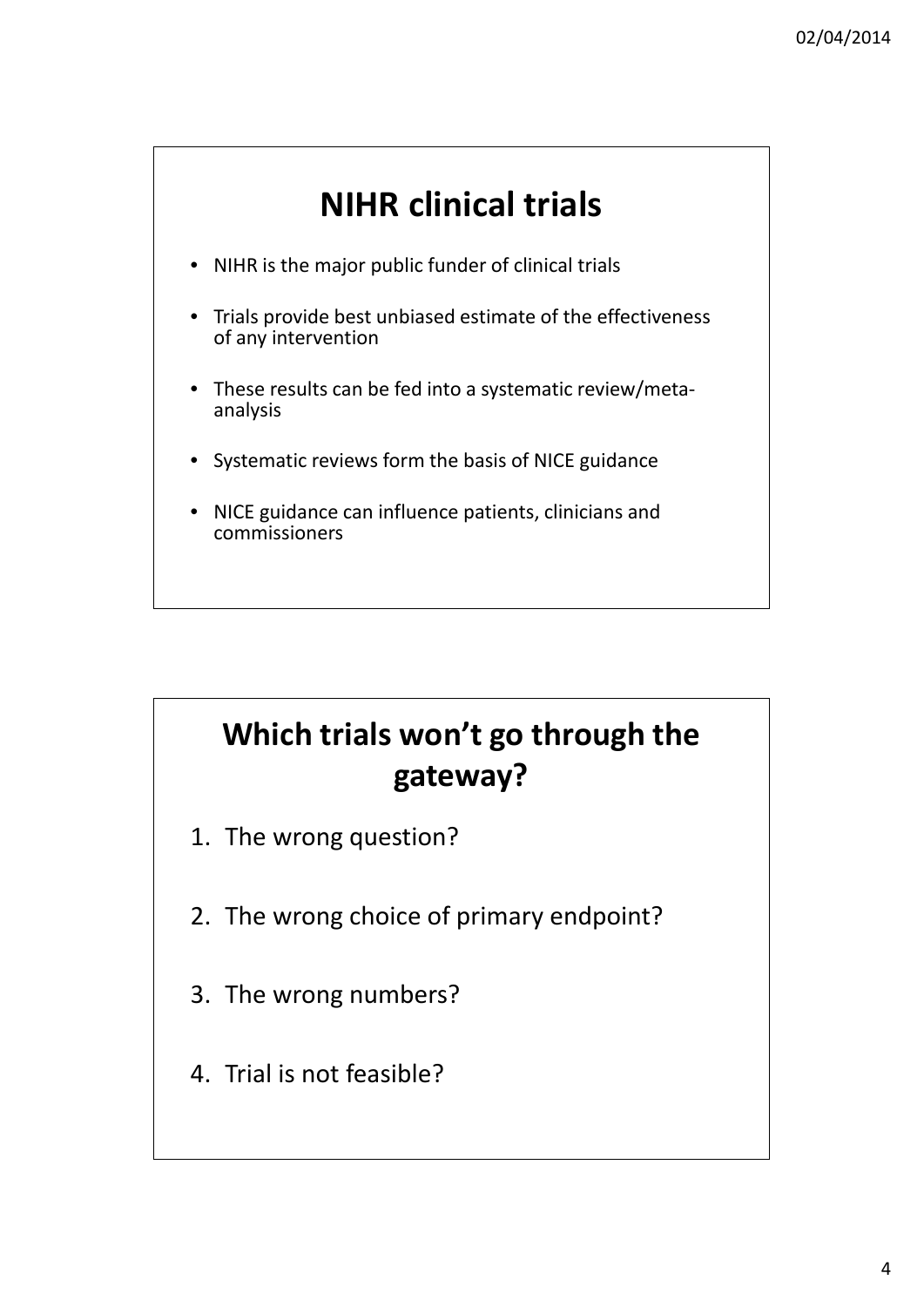## NIHR clinical trials

- NIHR is the major public funder of clinical trials
- Trials provide best unbiased estimate of the effectiveness of any intervention
- These results can be fed into a systematic review/meta-analysis
- Systematic reviews form the basis of NICE guidance
- NICE guidance can influence patients, clinicians and commissioners

## Which trials won't go through the gateway?

1. The wrong question?
2. The wrong choice of primary endpoint?
3. The wrong numbers?
4. Trial is not feasible?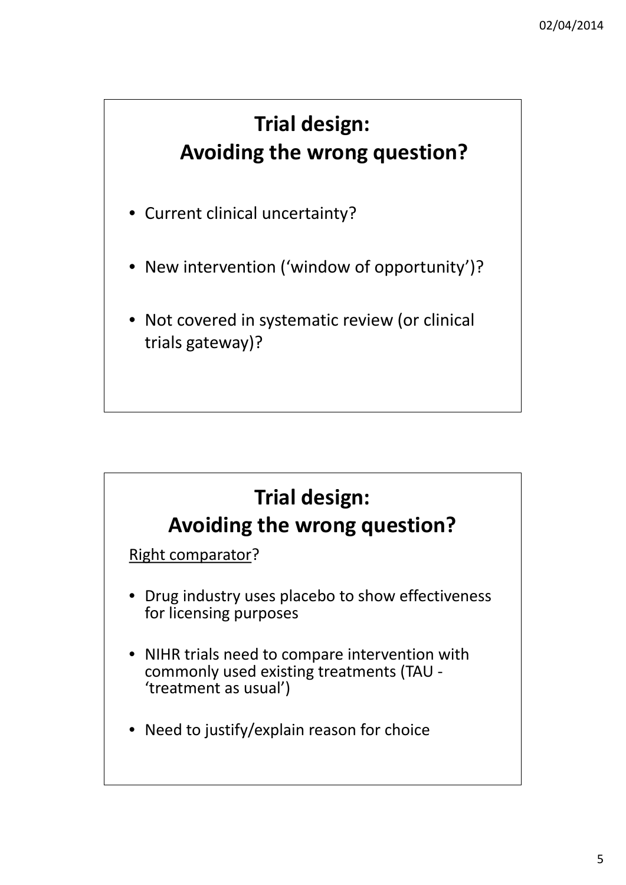## Trial design: Avoiding the wrong question?

- Current clinical uncertainty?
- New intervention ('window of opportunity')?
- Not covered in systematic review (or clinical trials gateway)?

## Trial design: Avoiding the wrong question?

Right comparator?

- Drug industry uses placebo to show effectiveness for licensing purposes
- NIHR trials need to compare intervention with commonly used existing treatments (TAU - 'treatment as usual')
- Need to justify/explain reason for choice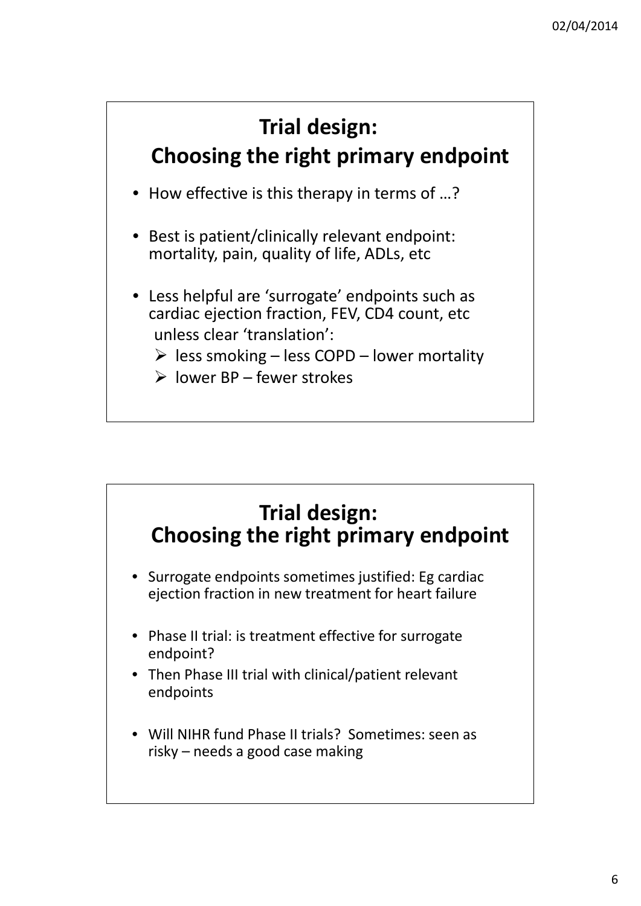## Trial design: Choosing the right primary endpoint

- How effective is this therapy in terms of …?
- Best is patient/clinically relevant endpoint: mortality, pain, quality of life, ADLs, etc
- Less helpful are 'surrogate' endpoints such as cardiac ejection fraction, FEV, CD4 count, etc unless clear 'translation':
  - less smoking – less COPD – lower mortality
  - lower BP – fewer strokes

## Trial design: Choosing the right primary endpoint

- Surrogate endpoints sometimes justified: Eg cardiac ejection fraction in new treatment for heart failure
- Phase II trial: is treatment effective for surrogate endpoint?
- Then Phase III trial with clinical/patient relevant endpoints
- Will NIHR fund Phase II trials? Sometimes: seen as risky – needs a good case making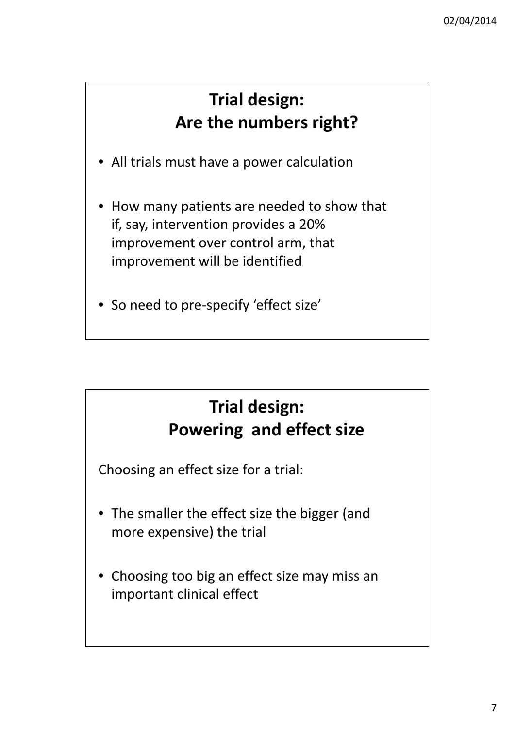## Trial design: Are the numbers right?

- All trials must have a power calculation
- How many patients are needed to show that if, say, intervention provides a 20% improvement over control arm, that improvement will be identified
- So need to pre-specify 'effect size'

## Trial design: Powering and effect size

Choosing an effect size for a trial:

- The smaller the effect size the bigger (and more expensive) the trial
- Choosing too big an effect size may miss an important clinical effect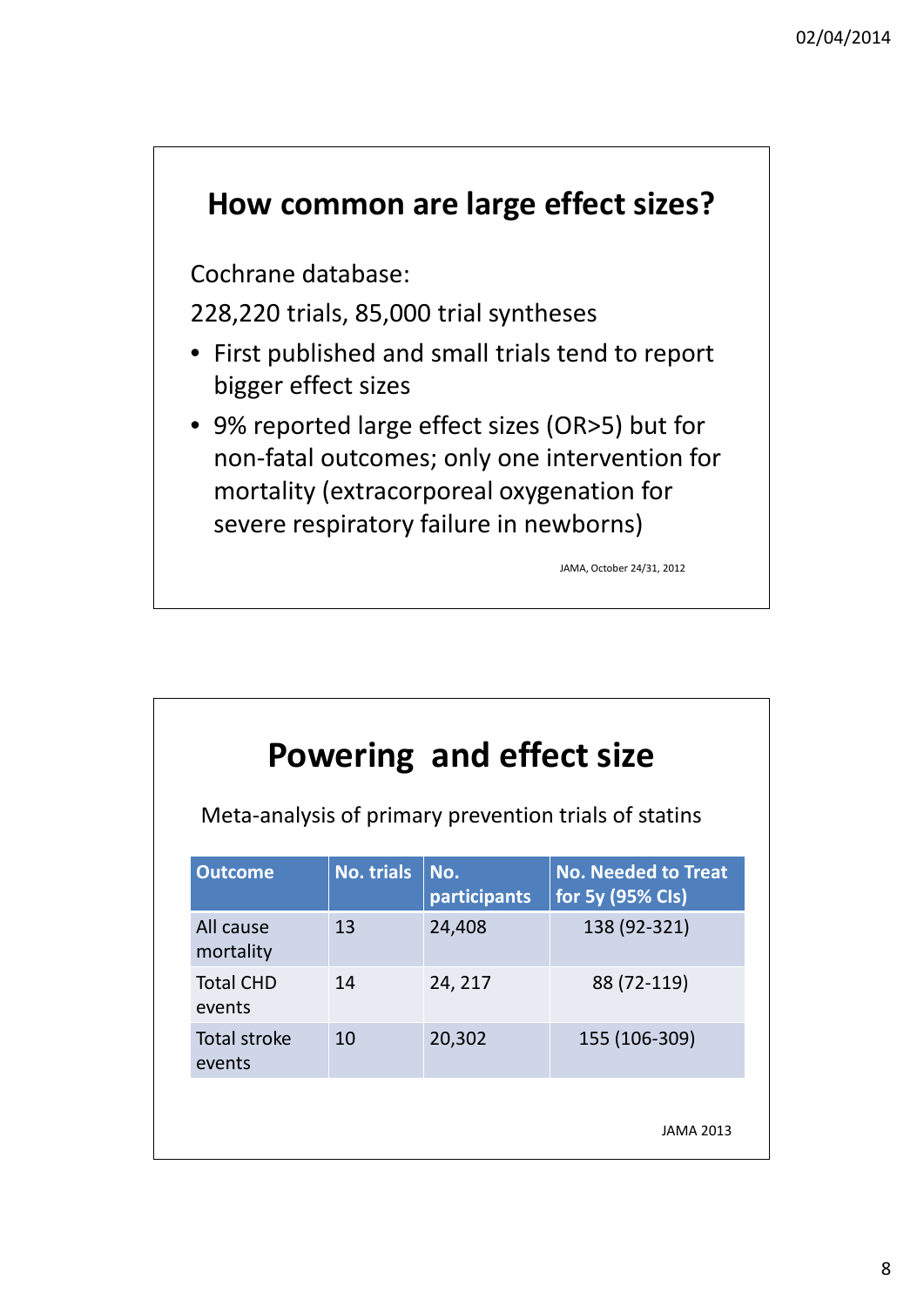## How common are large effect sizes?

Cochrane database:

228,220 trials, 85,000 trial syntheses

- First published and small trials tend to report bigger effect sizes
- 9% reported large effect sizes (OR>5) but for non-fatal outcomes; only one intervention for mortality (extracorporeal oxygenation for severe respiratory failure in newborns)

JAMA, October 24/31, 2012

## Powering and effect size

Meta-analysis of primary prevention trials of statins

| Outcome | No. trials | No. participants | No. Needed to Treat for 5y (95% CIs) |
|---|---|---|---|
| All cause mortality | 13 | 24,408 | 138 (92-321) |
| Total CHD events | 14 | 24, 217 | 88 (72-119) |
| Total stroke events | 10 | 20,302 | 155 (106-309) |

JAMA 2013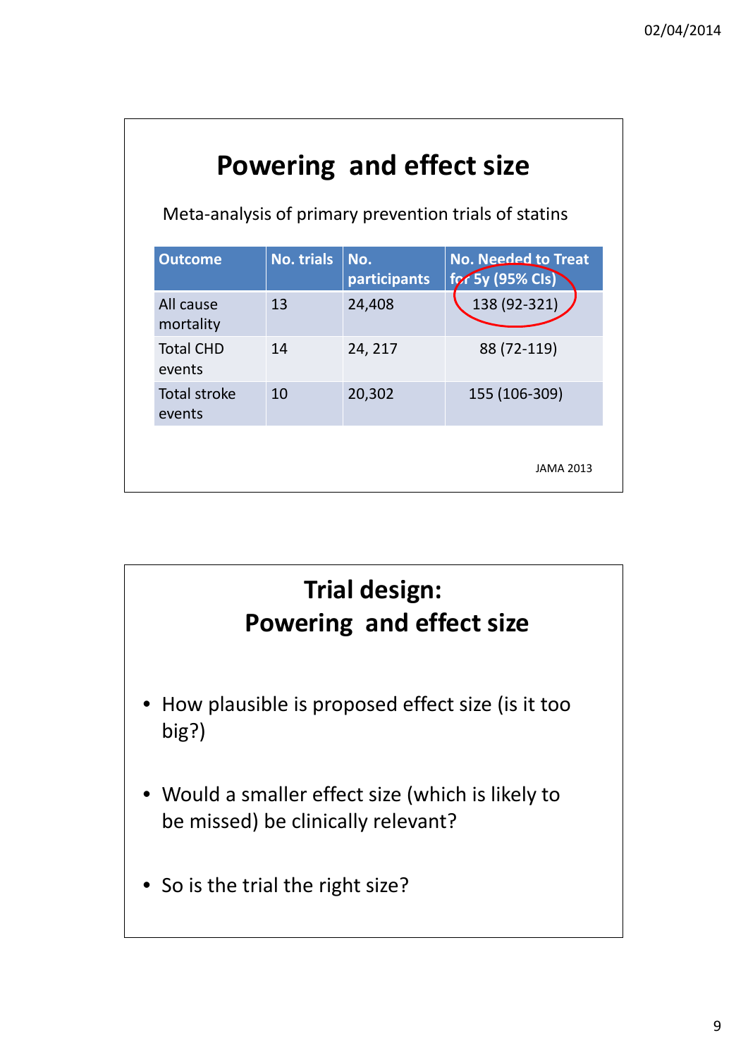# Powering and effect size

Meta-analysis of primary prevention trials of statins

| Outcome | No. trials | No. participants | No. Needed to Treat for 5y (95% CIs) |
|---|---|---|---|
| All cause mortality | 13 | 24,408 | 138 (92-321) |
| Total CHD events | 14 | 24, 217 | 88 (72-119) |
| Total stroke events | 10 | 20,302 | 155 (106-309) |

JAMA 2013

# Trial design: Powering and effect size

- How plausible is proposed effect size (is it too big?)
- Would a smaller effect size (which is likely to be missed) be clinically relevant?
- So is the trial the right size?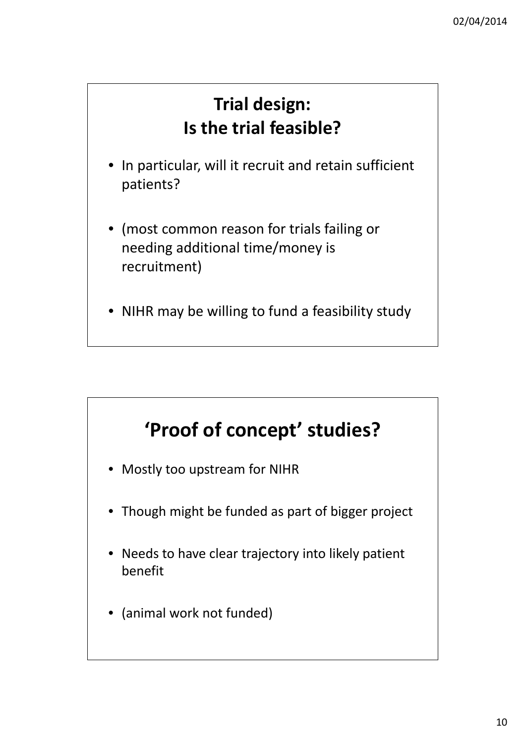## Trial design: Is the trial feasible?

- In particular, will it recruit and retain sufficient patients?
- (most common reason for trials failing or needing additional time/money is recruitment)
- NIHR may be willing to fund a feasibility study

## 'Proof of concept' studies?

- Mostly too upstream for NIHR
- Though might be funded as part of bigger project
- Needs to have clear trajectory into likely patient benefit
- (animal work not funded)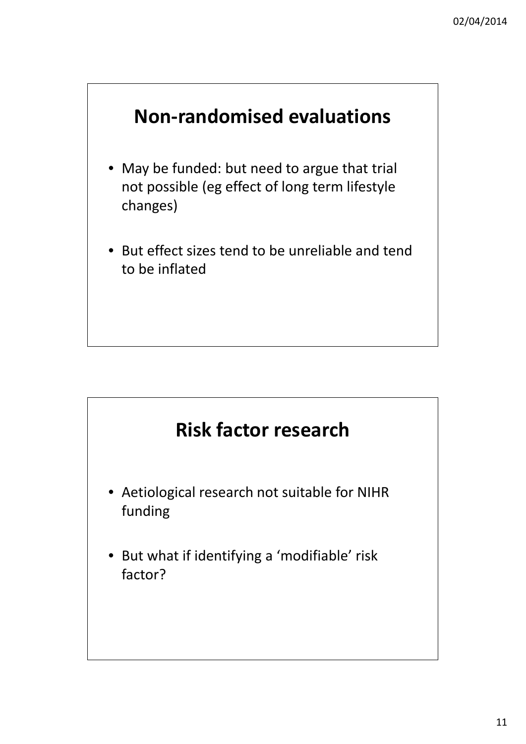## Non-randomised evaluations

- May be funded: but need to argue that trial not possible (eg effect of long term lifestyle changes)
- But effect sizes tend to be unreliable and tend to be inflated

## Risk factor research

- Aetiological research not suitable for NIHR funding
- But what if identifying a 'modifiable' risk factor?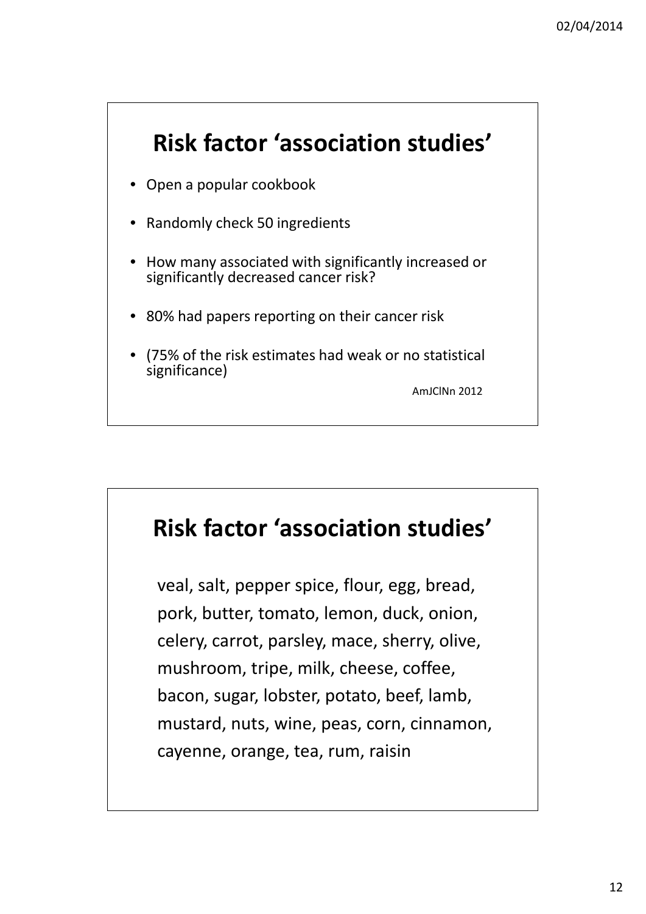## Risk factor 'association studies'

- Open a popular cookbook
- Randomly check 50 ingredients
- How many associated with significantly increased or significantly decreased cancer risk?
- 80% had papers reporting on their cancer risk
- (75% of the risk estimates had weak or no statistical significance)

AmJClNn 2012

## Risk factor 'association studies'

veal, salt, pepper spice, flour, egg, bread, pork, butter, tomato, lemon, duck, onion, celery, carrot, parsley, mace, sherry, olive, mushroom, tripe, milk, cheese, coffee, bacon, sugar, lobster, potato, beef, lamb, mustard, nuts, wine, peas, corn, cinnamon, cayenne, orange, tea, rum, raisin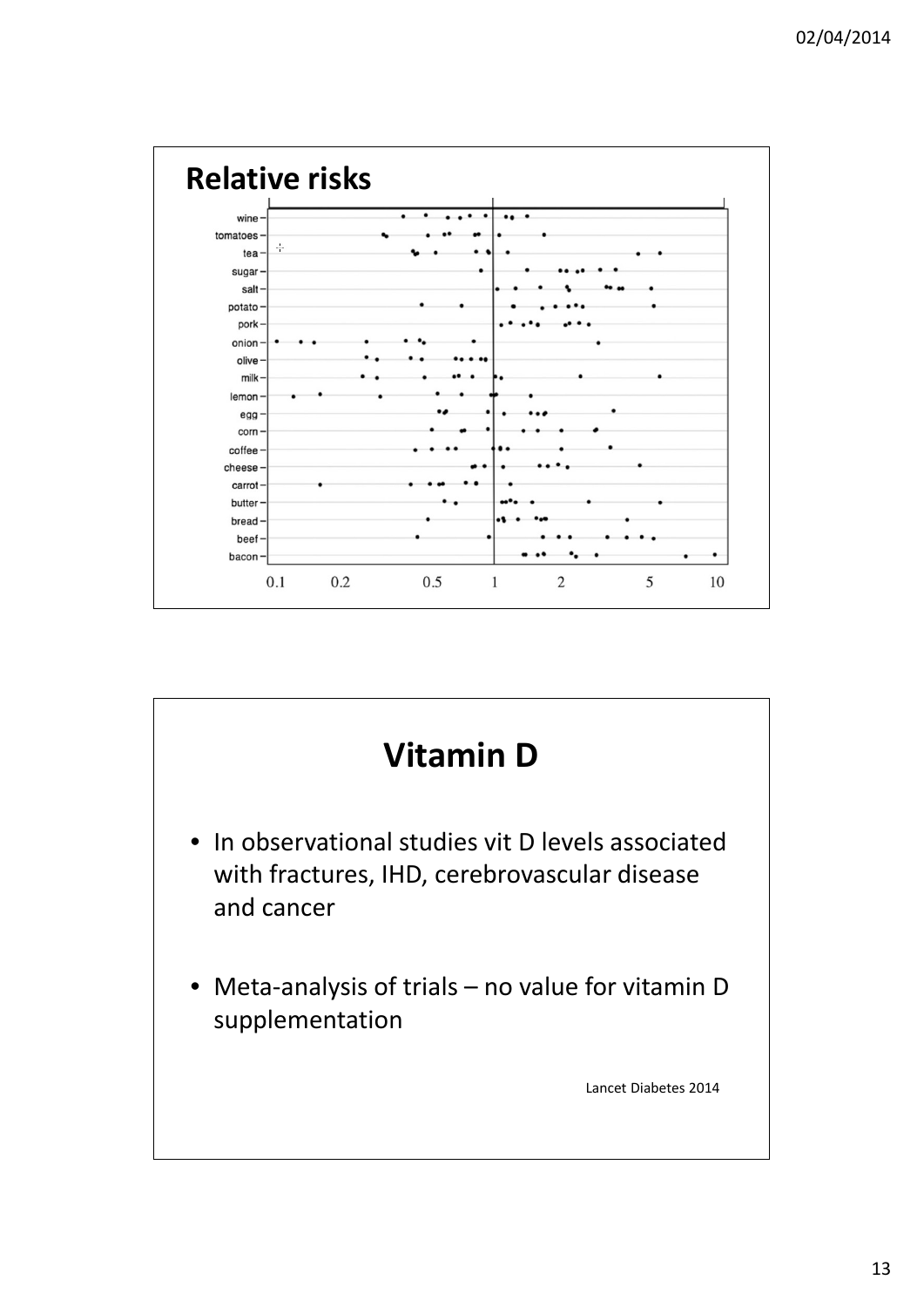# Relative risks

wine
tomatoes
tea
sugar
salt
potato
pork
onion
olive
milk
lemon
egg
corn
coffee
cheese
carrot
butter
bread
beef
bacon

0.1 0.2 0.5 1 2 5 10

# Vitamin D

- In observational studies vit D levels associated with fractures, IHD, cerebrovascular disease and cancer
- Meta-analysis of trials – no value for vitamin D supplementation

Lancet Diabetes 2014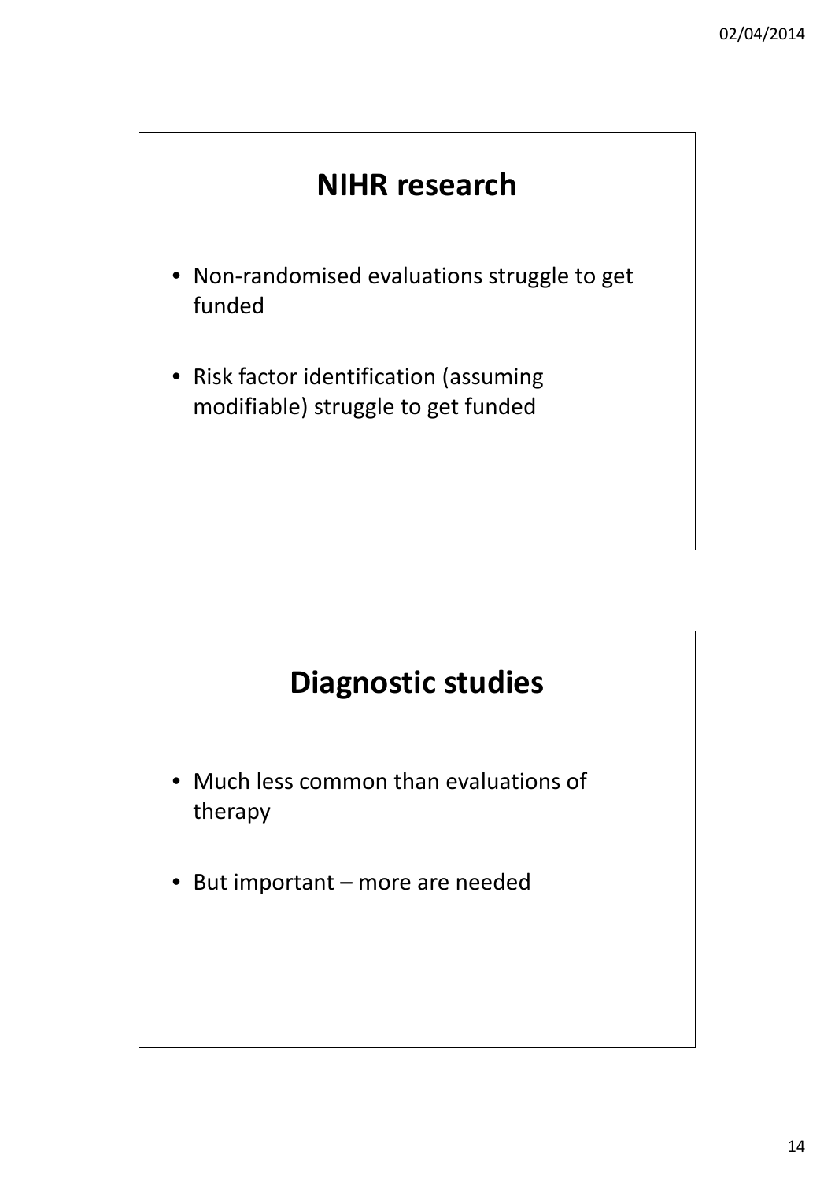## NIHR research

- Non-randomised evaluations struggle to get funded
- Risk factor identification (assuming modifiable) struggle to get funded

## Diagnostic studies

- Much less common than evaluations of therapy
- But important – more are needed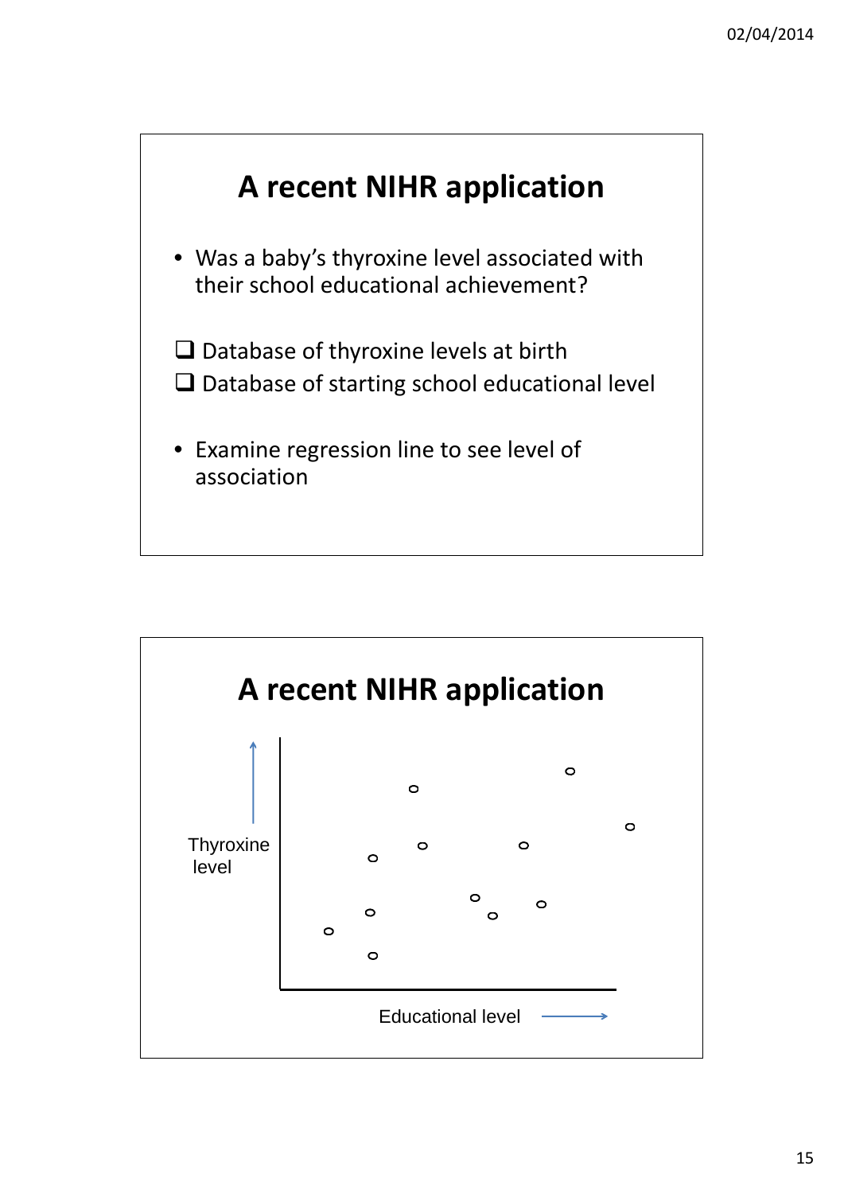# A recent NIHR application

- Was a baby's thyroxine level associated with their school educational achievement?

- [ ] Database of thyroxine levels at birth
- [ ] Database of starting school educational level

- Examine regression line to see level of association

# A recent NIHR application

Thyroxine level

Educational level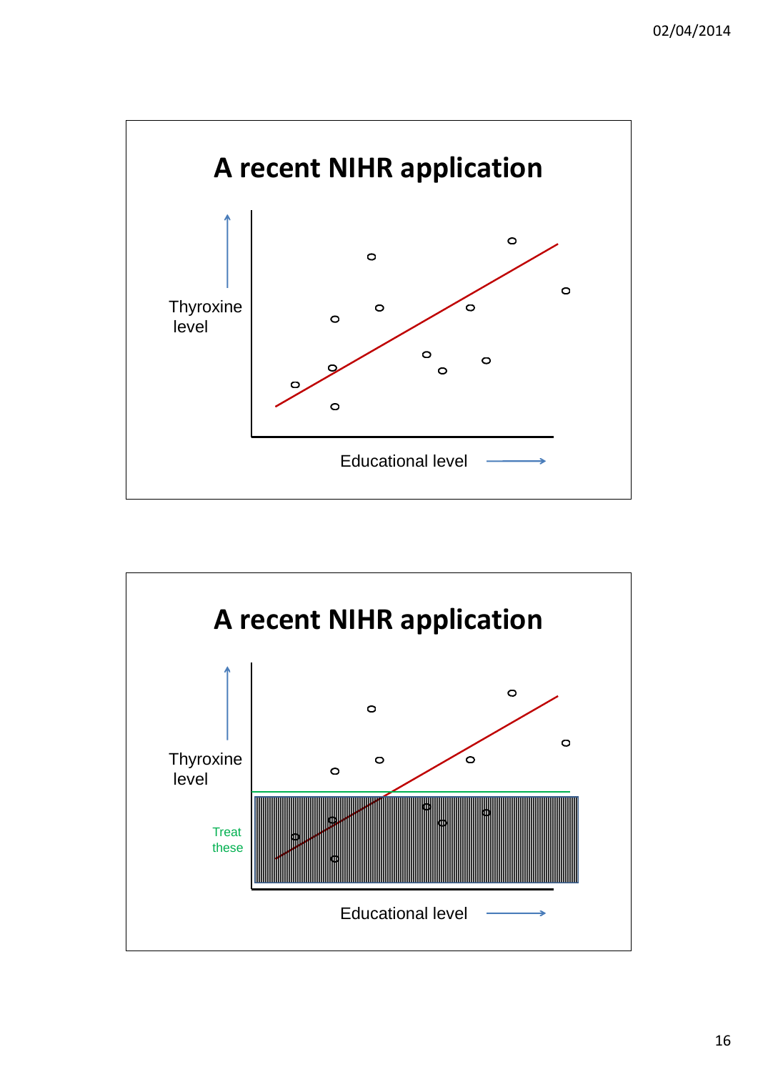## A recent NIHR application

Thyroxine level

Educational level

## A recent NIHR application

Thyroxine level

Treat these

Educational level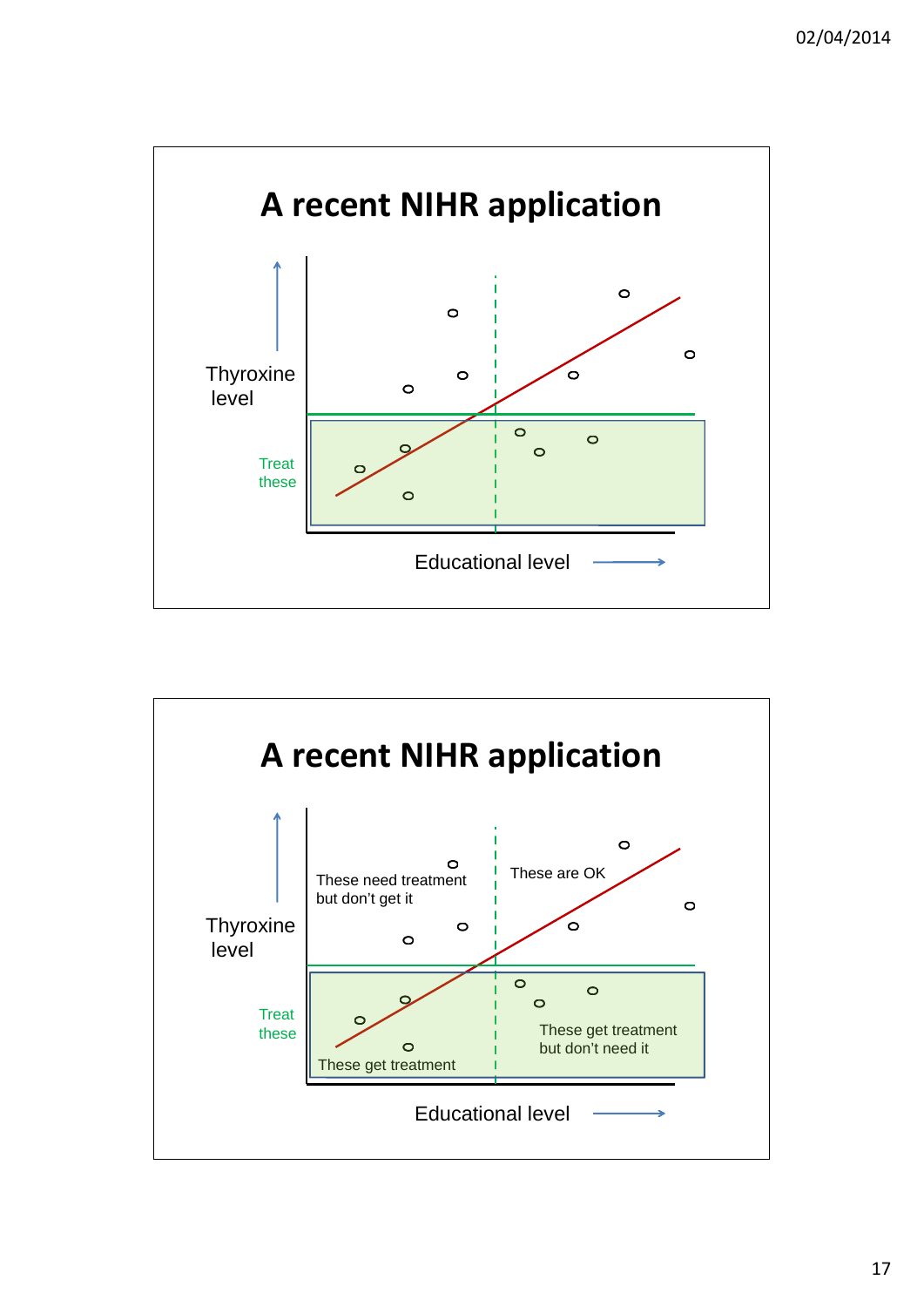# A recent NIHR application

Thyroxine level

Treat these

Educational level

# A recent NIHR application

These need treatment but don't get it

These are OK

Thyroxine level

Treat these

These get treatment

These get treatment but don't need it

Educational level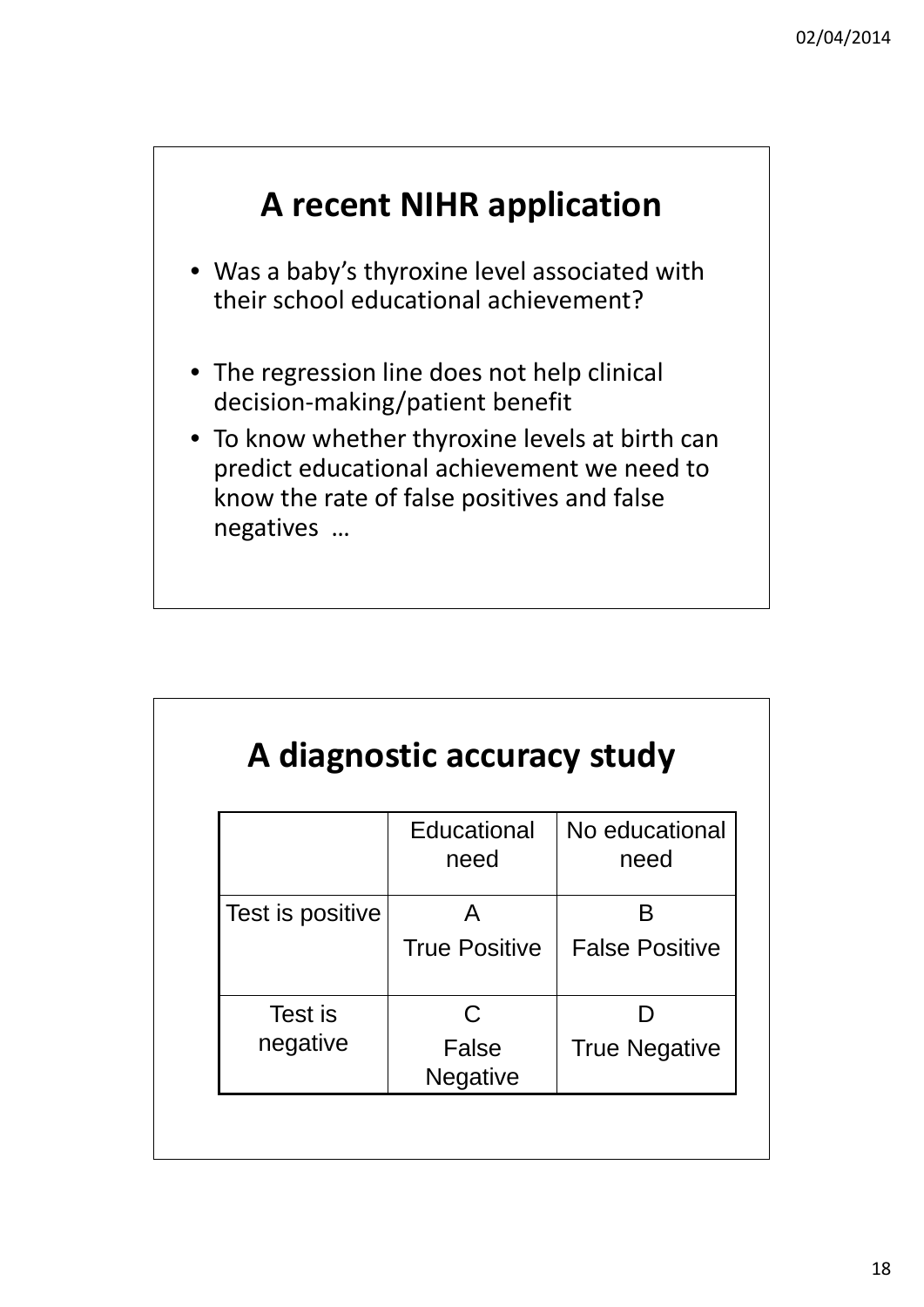## A recent NIHR application

- Was a baby's thyroxine level associated with their school educational achievement?
- The regression line does not help clinical decision-making/patient benefit
- To know whether thyroxine levels at birth can predict educational achievement we need to know the rate of false positives and false negatives …

## A diagnostic accuracy study

| | Educational need | No educational need |
|---|---|---|
| Test is positive | A<br>True Positive | B<br>False Positive |
| Test is negative | C<br>False Negative | D<br>True Negative |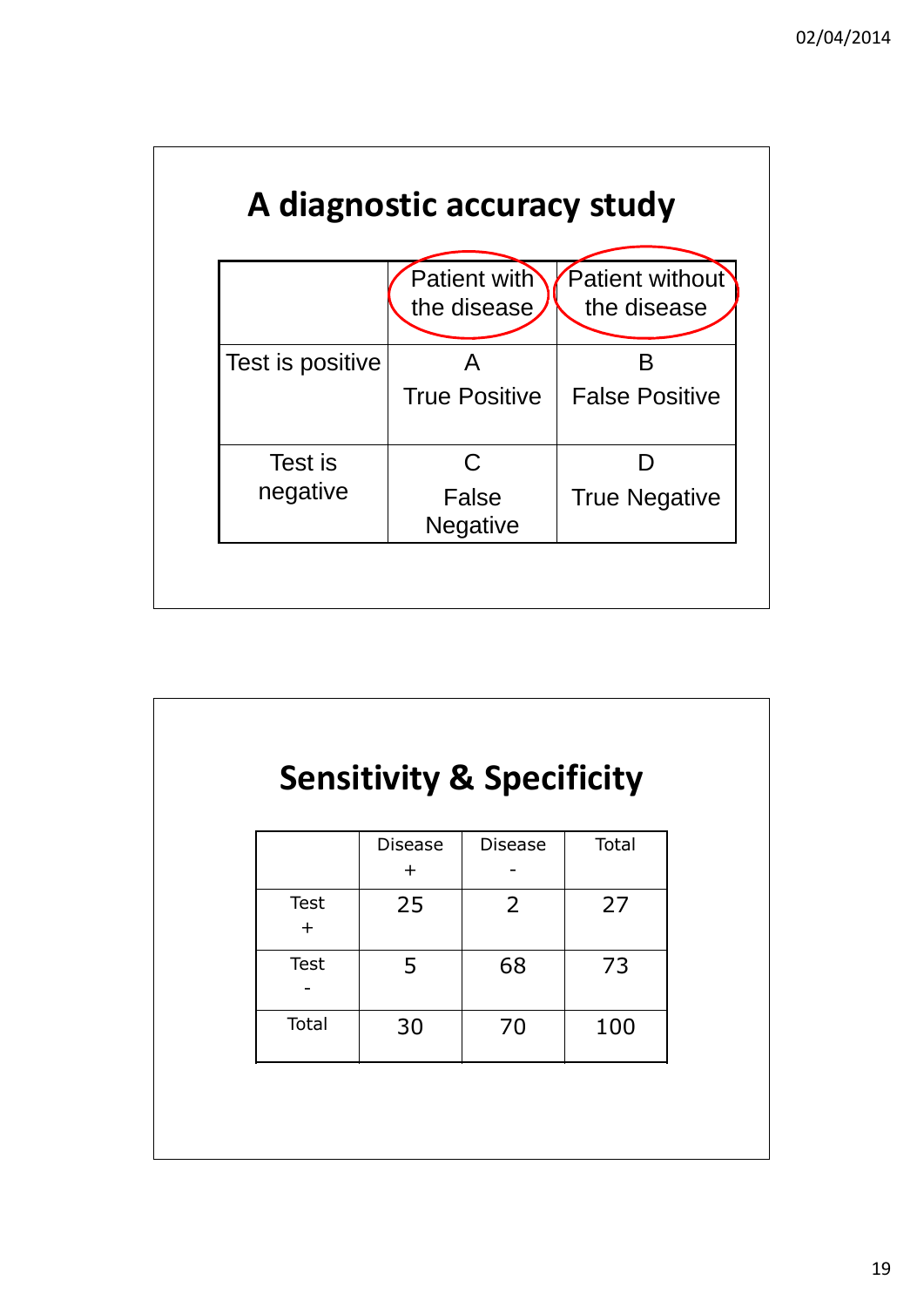# A diagnostic accuracy study

| | Patient with the disease | Patient without the disease |
|---|---|---|
| Test is positive | A<br>True Positive | B<br>False Positive |
| Test is negative | C<br>False Negative | D<br>True Negative |

# Sensitivity & Specificity

| | Disease + | Disease - | Total |
|---|---|---|---|
| Test + | 25 | 2 | 27 |
| Test - | 5 | 68 | 73 |
| Total | 30 | 70 | 100 |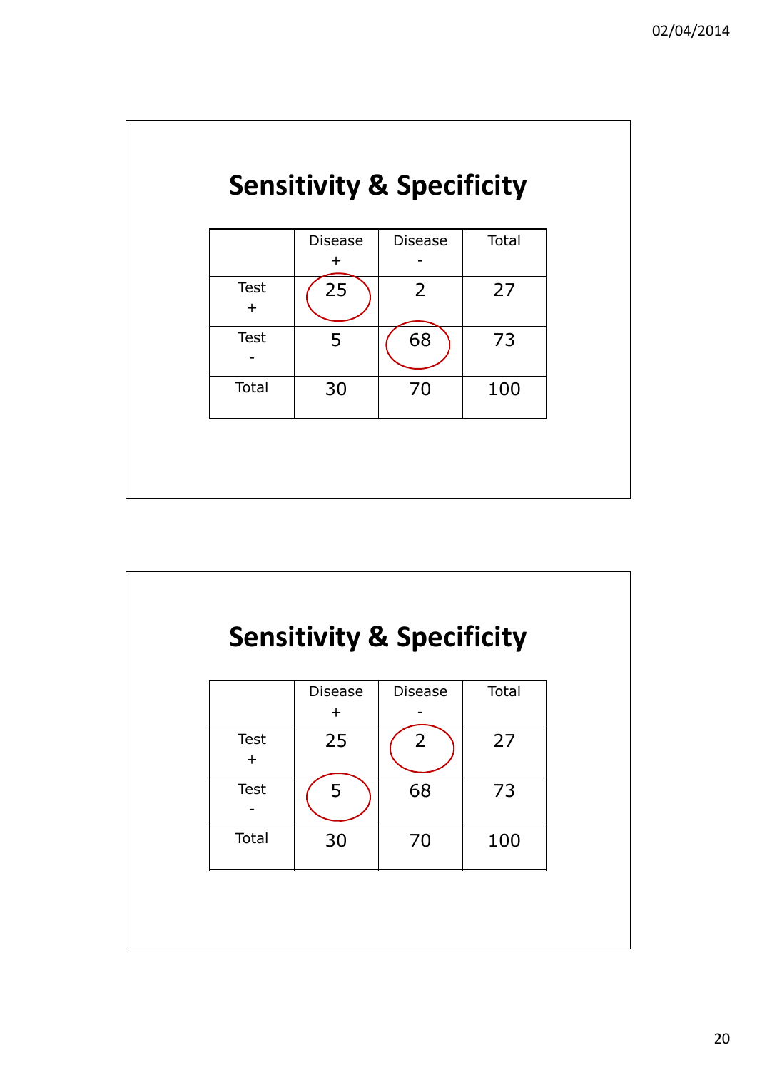## Sensitivity & Specificity

| | Disease + | Disease - | Total |
|---|---|---|---|
| Test + | 25 | 2 | 27 |
| Test - | 5 | 68 | 73 |
| Total | 30 | 70 | 100 |

## Sensitivity & Specificity

| | Disease + | Disease - | Total |
|---|---|---|---|
| Test + | 25 | 2 | 27 |
| Test - | 5 | 68 | 73 |
| Total | 30 | 70 | 100 |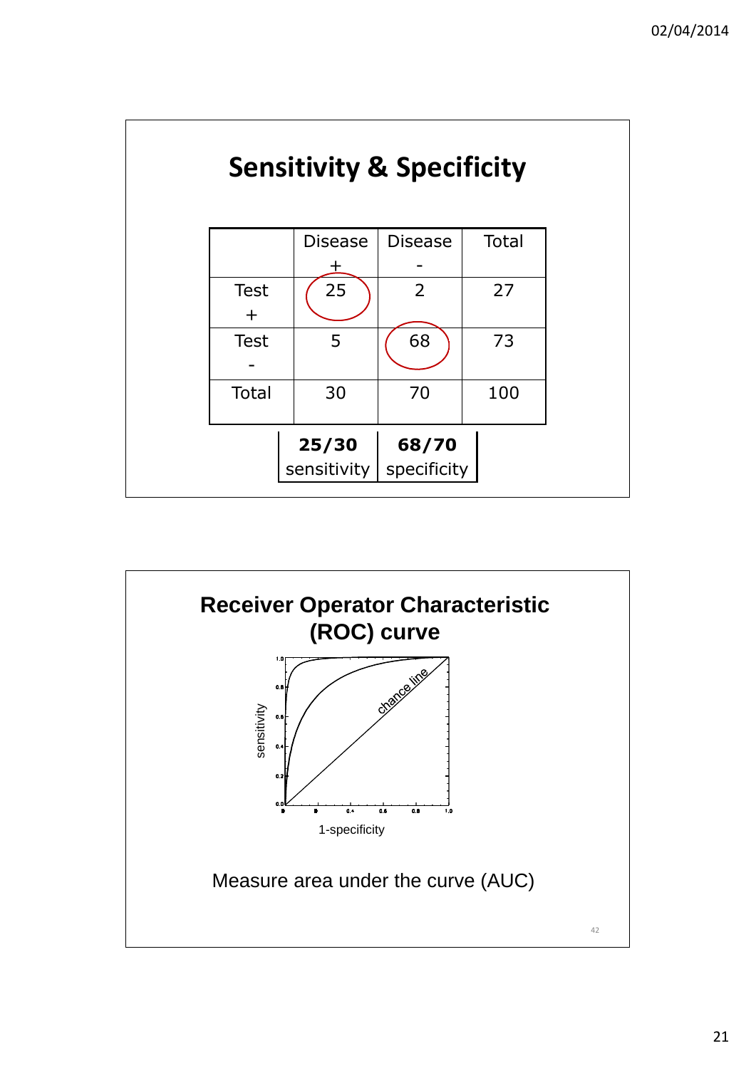## Sensitivity & Specificity

| | Disease + | Disease - | Total |
|---|---|---|---|
| Test + | 25 | 2 | 27 |
| Test - | 5 | 68 | 73 |
| Total | 30 | 70 | 100 |

| 25/30 | 68/70 |
|---|---|
| sensitivity | specificity |

## Receiver Operator Characteristic (ROC) curve

Measure area under the curve (AUC)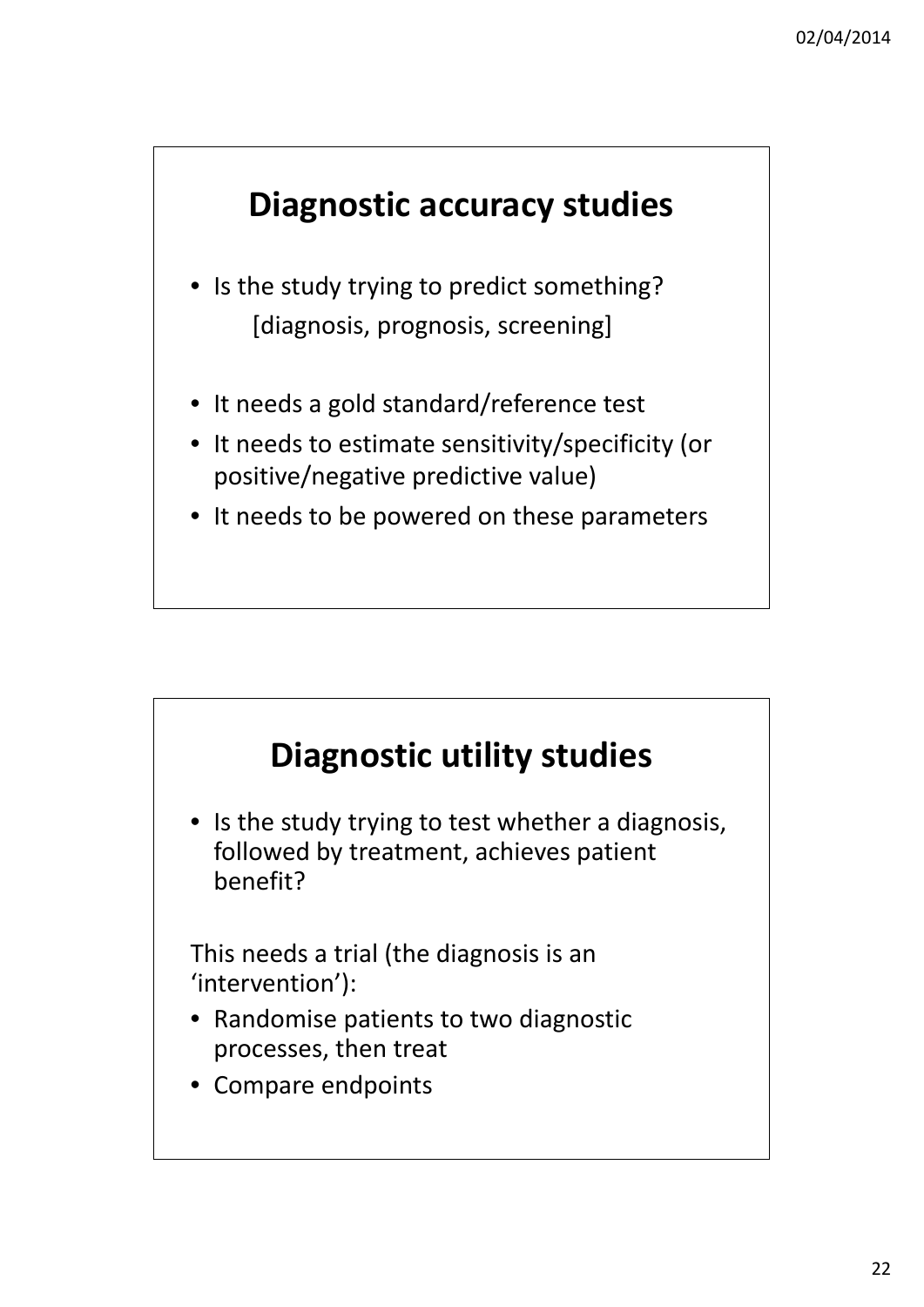## Diagnostic accuracy studies

- Is the study trying to predict something?
  [diagnosis, prognosis, screening]

- It needs a gold standard/reference test
- It needs to estimate sensitivity/specificity (or positive/negative predictive value)
- It needs to be powered on these parameters

## Diagnostic utility studies

- Is the study trying to test whether a diagnosis, followed by treatment, achieves patient benefit?

This needs a trial (the diagnosis is an 'intervention'):

- Randomise patients to two diagnostic processes, then treat
- Compare endpoints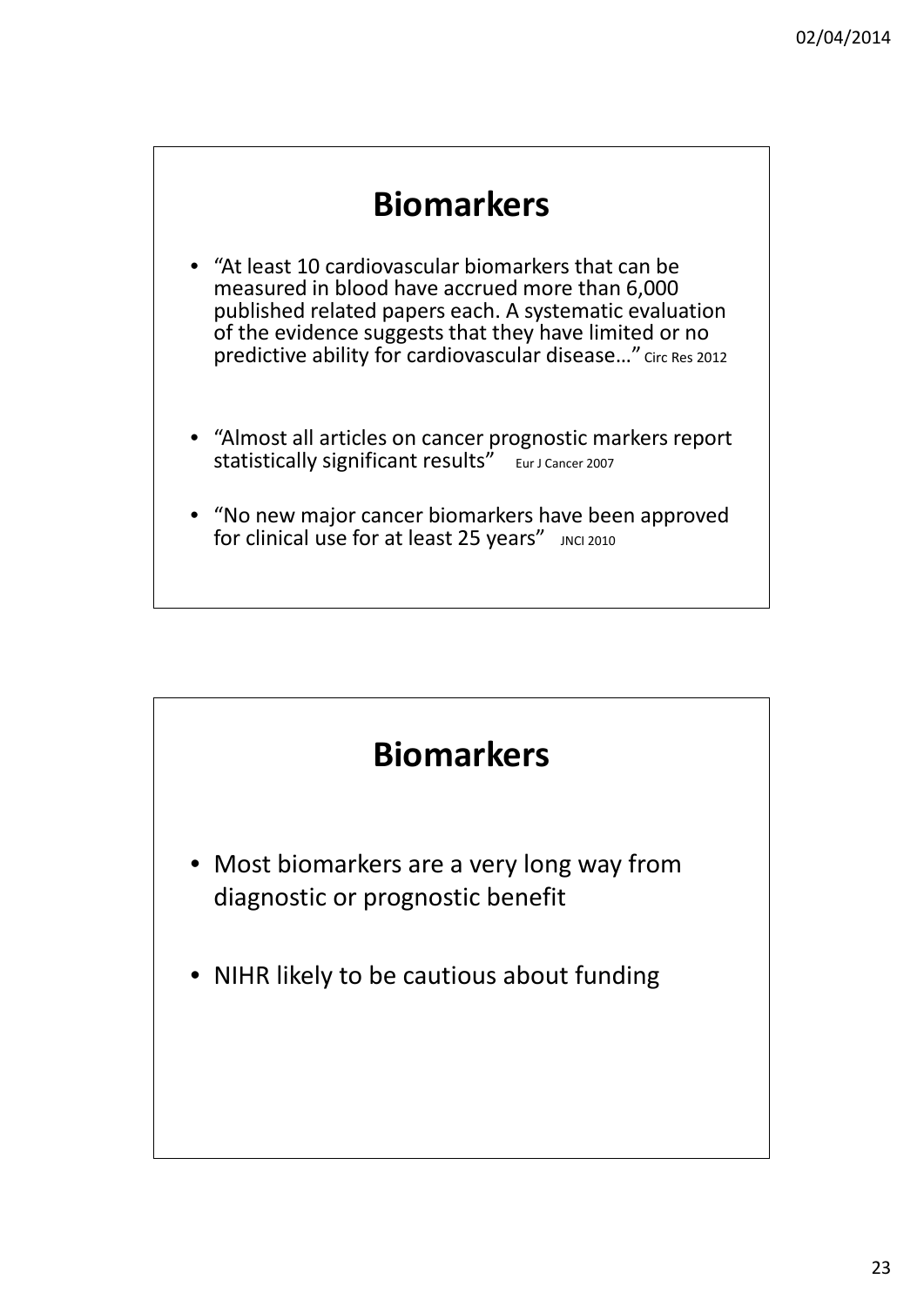# Biomarkers

- "At least 10 cardiovascular biomarkers that can be measured in blood have accrued more than 6,000 published related papers each. A systematic evaluation of the evidence suggests that they have limited or no predictive ability for cardiovascular disease…" Circ Res 2012
- "Almost all articles on cancer prognostic markers report statistically significant results" Eur J Cancer 2007
- "No new major cancer biomarkers have been approved for clinical use for at least 25 years" JNCI 2010

# Biomarkers

- Most biomarkers are a very long way from diagnostic or prognostic benefit
- NIHR likely to be cautious about funding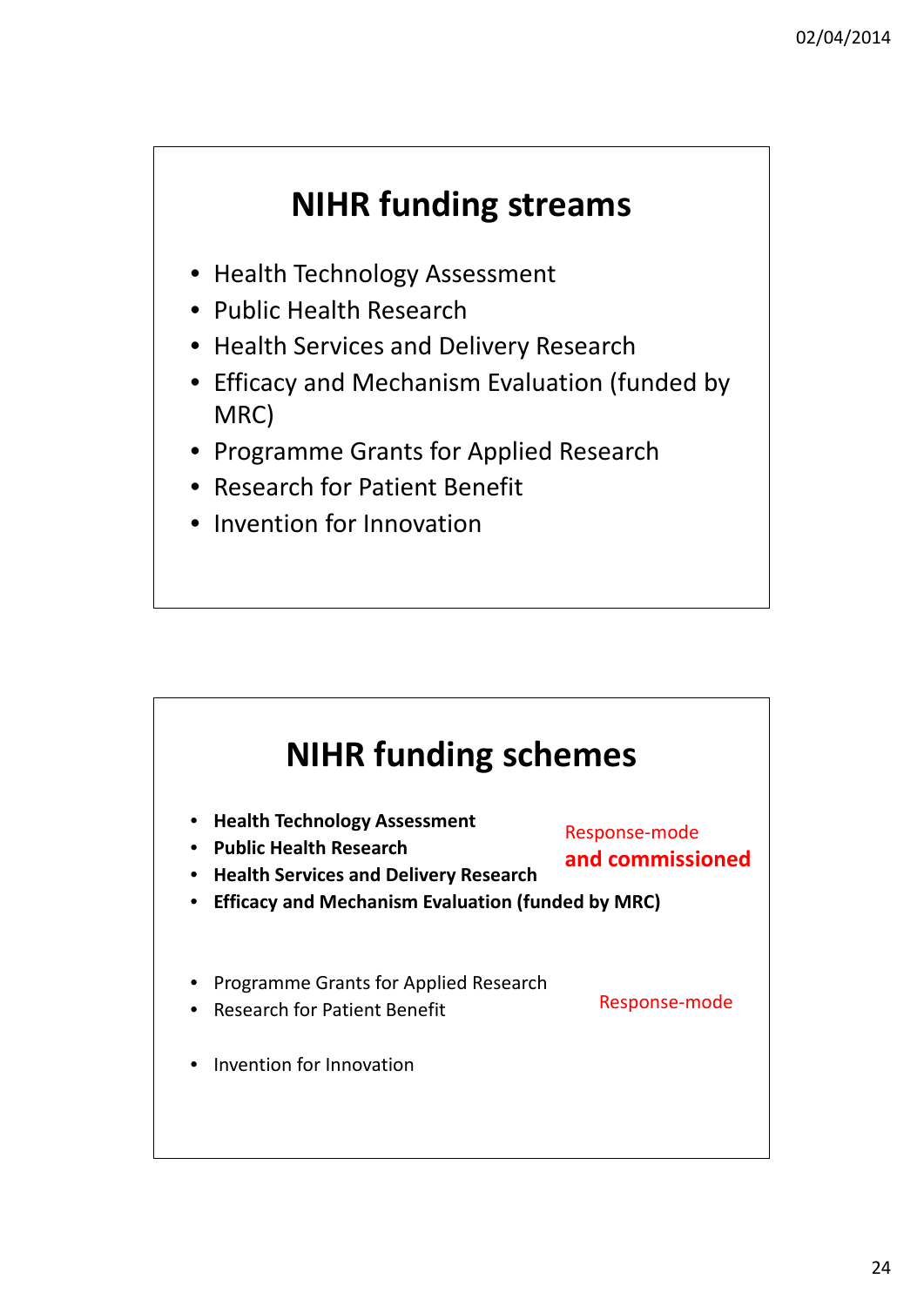## NIHR funding streams

- Health Technology Assessment
- Public Health Research
- Health Services and Delivery Research
- Efficacy and Mechanism Evaluation (funded by MRC)
- Programme Grants for Applied Research
- Research for Patient Benefit
- Invention for Innovation

## NIHR funding schemes

- **Health Technology Assessment**
- **Public Health Research**
- **Health Services and Delivery Research**
- **Efficacy and Mechanism Evaluation (funded by MRC)**

Response-mode **and commissioned**

- Programme Grants for Applied Research
- Research for Patient Benefit

Response-mode

- Invention for Innovation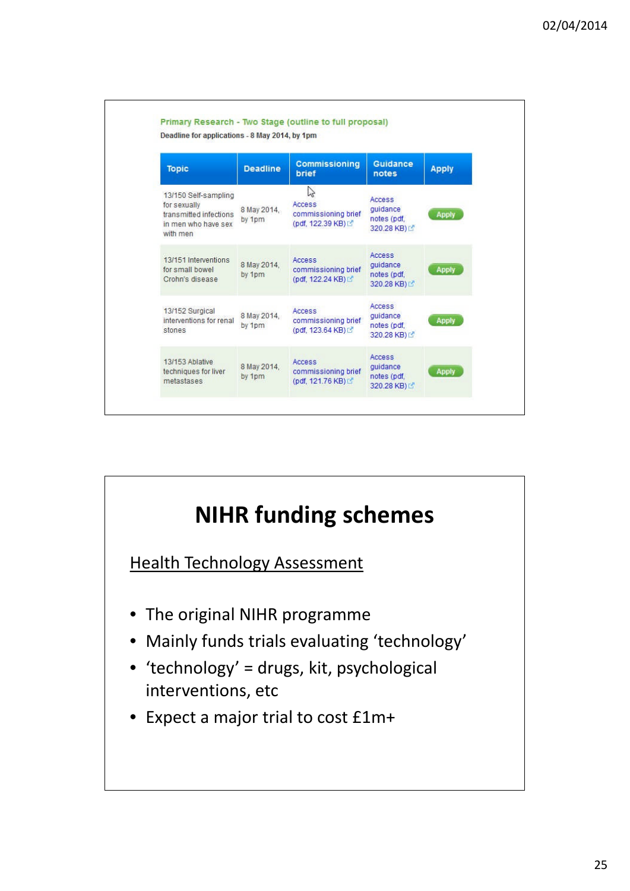Primary Research - Two Stage (outline to full proposal)

Deadline for applications - 8 May 2014, by 1pm

| Topic | Deadline | Commissioning brief | Guidance notes | Apply |
|---|---|---|---|---|
| 13/150 Self-sampling for sexually transmitted infections in men who have sex with men | 8 May 2014, by 1pm | Access commissioning brief (pdf, 122.39 KB) | Access guidance notes (pdf, 320.28 KB) | Apply |
| 13/151 Interventions for small bowel Crohn's disease | 8 May 2014, by 1pm | Access commissioning brief (pdf, 122.24 KB) | Access guidance notes (pdf, 320.28 KB) | Apply |
| 13/152 Surgical interventions for renal stones | 8 May 2014, by 1pm | Access commissioning brief (pdf, 123.64 KB) | Access guidance notes (pdf, 320.28 KB) | Apply |
| 13/153 Ablative techniques for liver metastases | 8 May 2014, by 1pm | Access commissioning brief (pdf, 121.76 KB) | Access guidance notes (pdf, 320.28 KB) | Apply |

# NIHR funding schemes

<u>Health Technology Assessment</u>

- The original NIHR programme
- Mainly funds trials evaluating 'technology'
- 'technology' = drugs, kit, psychological interventions, etc
- Expect a major trial to cost £1m+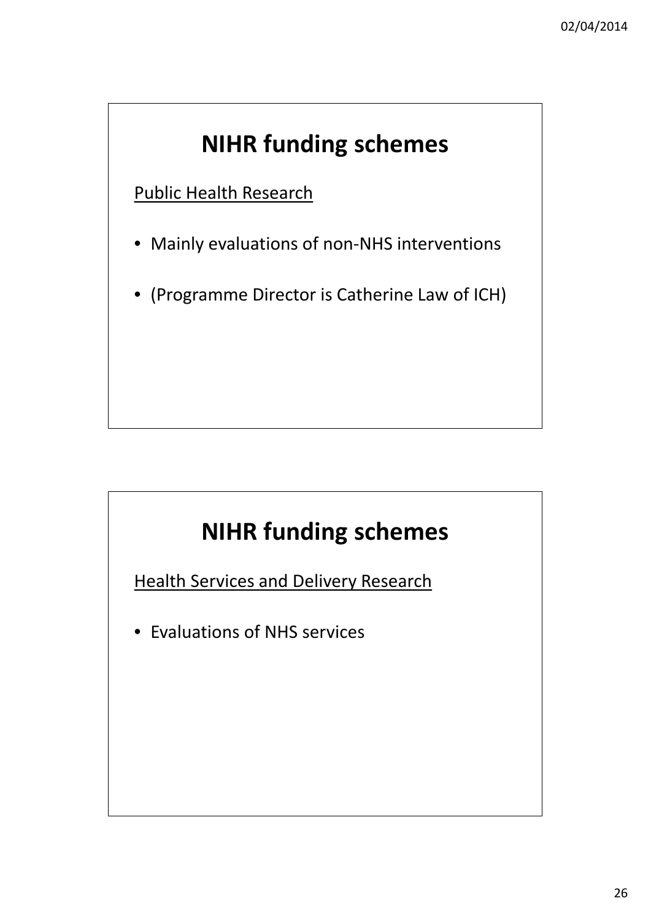## NIHR funding schemes

Public Health Research

- Mainly evaluations of non-NHS interventions
- (Programme Director is Catherine Law of ICH)

## NIHR funding schemes

Health Services and Delivery Research

- Evaluations of NHS services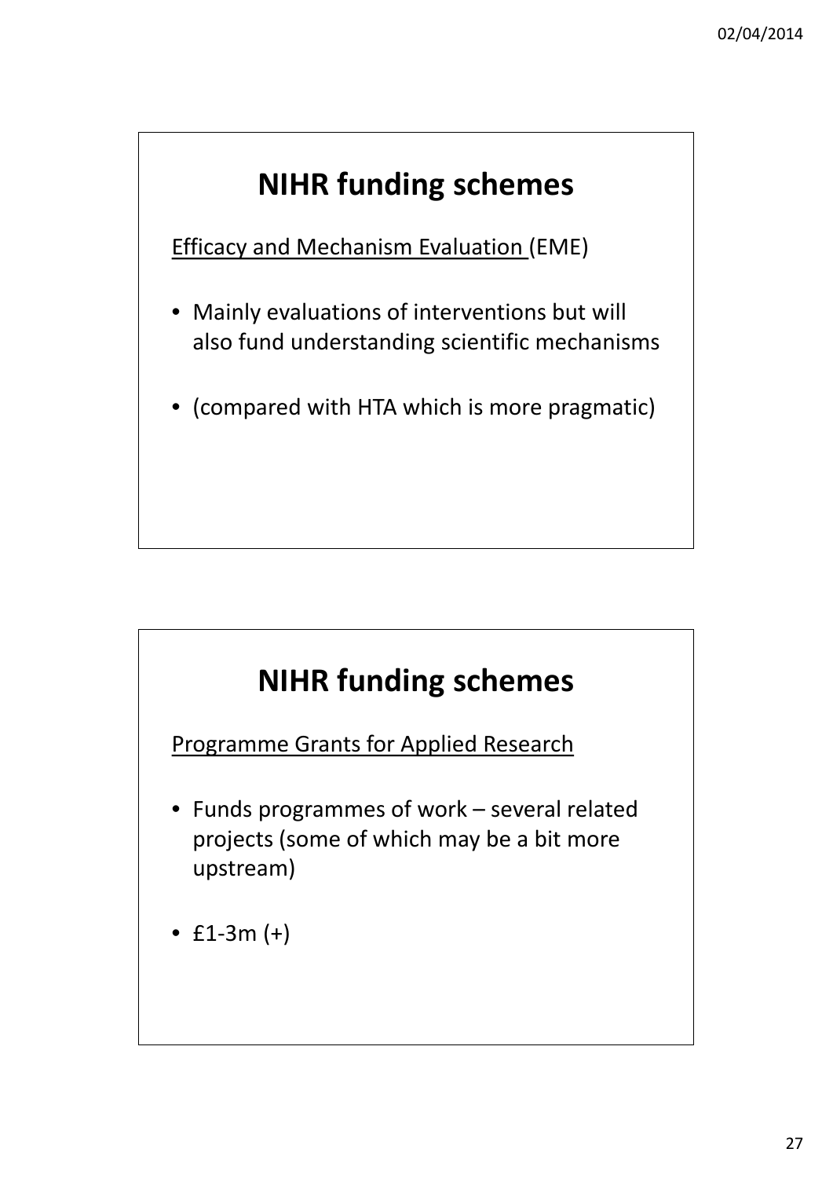# NIHR funding schemes

Efficacy and Mechanism Evaluation (EME)

- Mainly evaluations of interventions but will also fund understanding scientific mechanisms
- (compared with HTA which is more pragmatic)

# NIHR funding schemes

Programme Grants for Applied Research

- Funds programmes of work – several related projects (some of which may be a bit more upstream)
- £1-3m (+)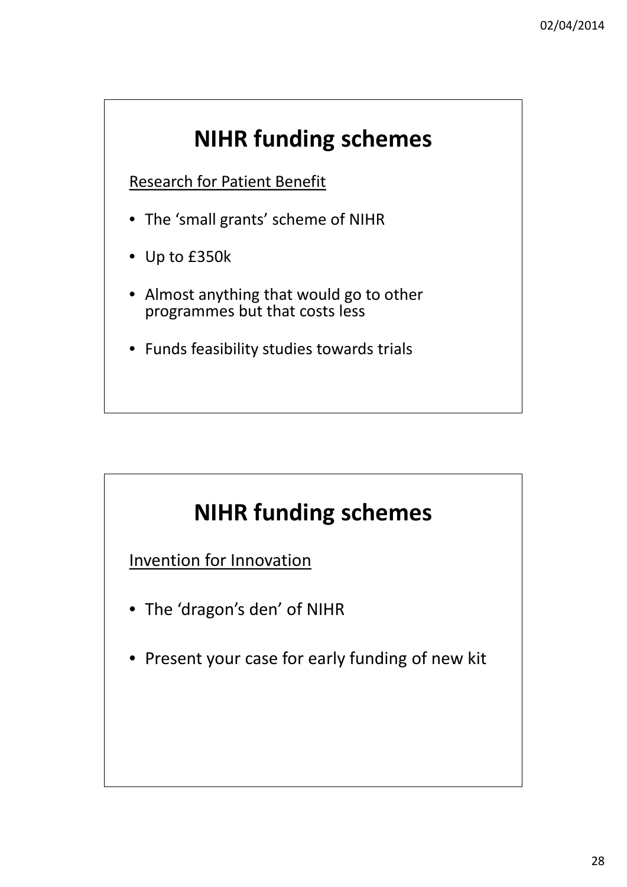# NIHR funding schemes

Research for Patient Benefit

- The 'small grants' scheme of NIHR
- Up to £350k
- Almost anything that would go to other programmes but that costs less
- Funds feasibility studies towards trials

# NIHR funding schemes

Invention for Innovation

- The 'dragon's den' of NIHR
- Present your case for early funding of new kit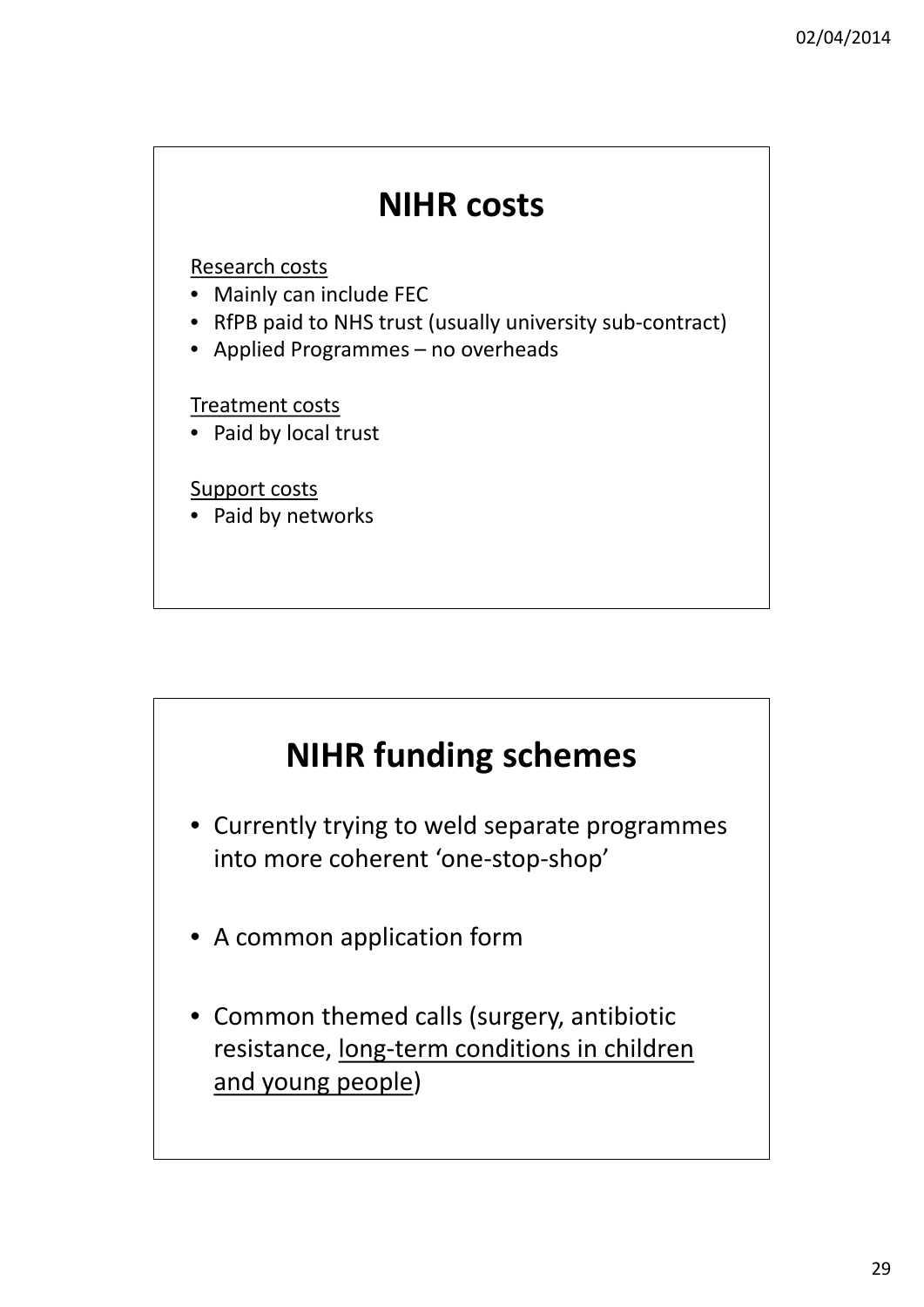## NIHR costs

Research costs

- Mainly can include FEC
- RfPB paid to NHS trust (usually university sub-contract)
- Applied Programmes – no overheads

Treatment costs

- Paid by local trust

Support costs

- Paid by networks

## NIHR funding schemes

- Currently trying to weld separate programmes into more coherent 'one-stop-shop'
- A common application form
- Common themed calls (surgery, antibiotic resistance, long-term conditions in children and young people)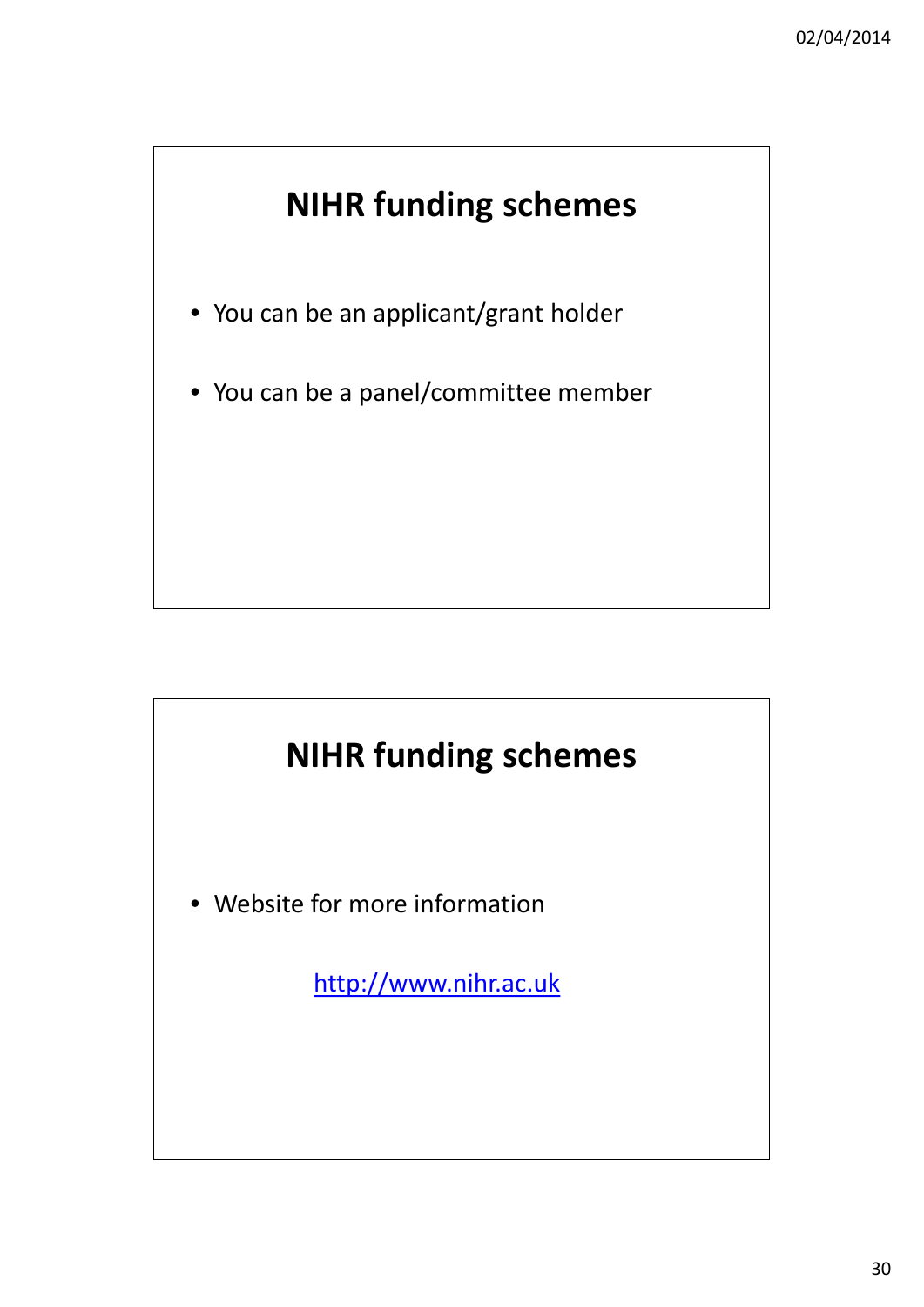## NIHR funding schemes

- You can be an applicant/grant holder
- You can be a panel/committee member

## NIHR funding schemes

- Website for more information

  http://www.nihr.ac.uk